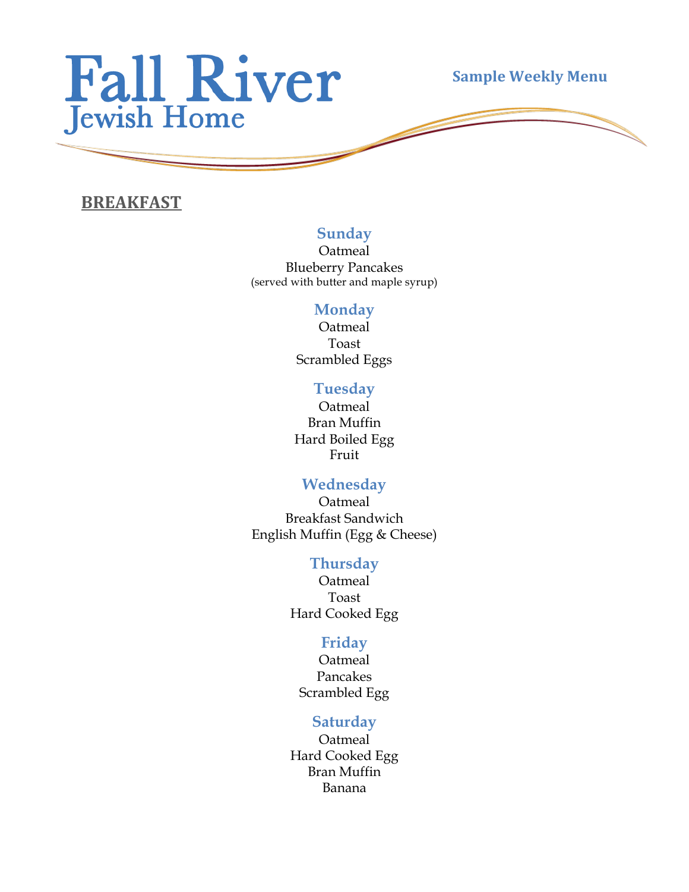# Fall River Jewish Home

**Sample Weekly Menu**

## BREAKFAST

### Sunday
Oatmeal
Blueberry Pancakes
(served with butter and maple syrup)

### Monday
Oatmeal
Toast
Scrambled Eggs

### Tuesday
Oatmeal
Bran Muffin
Hard Boiled Egg
Fruit

### Wednesday
Oatmeal
Breakfast Sandwich
English Muffin (Egg & Cheese)

### Thursday
Oatmeal
Toast
Hard Cooked Egg

### Friday
Oatmeal
Pancakes
Scrambled Egg

### Saturday
Oatmeal
Hard Cooked Egg
Bran Muffin
Banana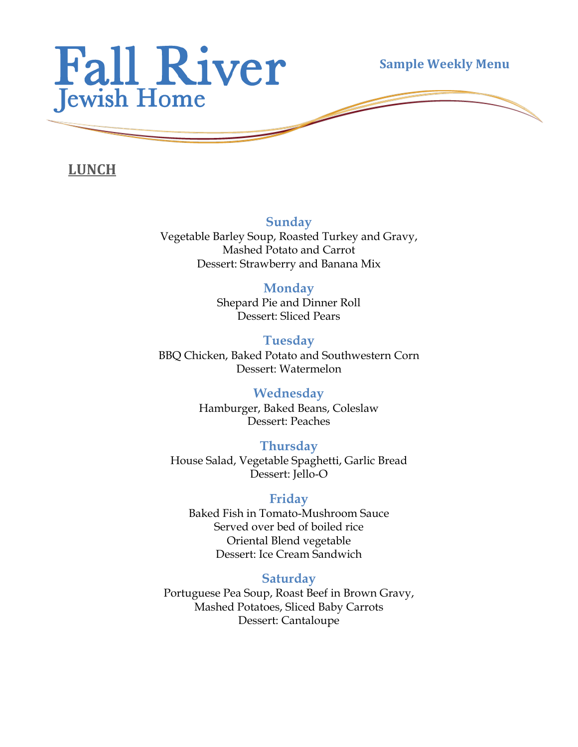# Fall River
## Jewish Home

**Sample Weekly Menu**

**LUNCH**

### Sunday
Vegetable Barley Soup, Roasted Turkey and Gravy,
Mashed Potato and Carrot
Dessert: Strawberry and Banana Mix

### Monday
Shepard Pie and Dinner Roll
Dessert: Sliced Pears

### Tuesday
BBQ Chicken, Baked Potato and Southwestern Corn
Dessert: Watermelon

### Wednesday
Hamburger, Baked Beans, Coleslaw
Dessert: Peaches

### Thursday
House Salad, Vegetable Spaghetti, Garlic Bread
Dessert: Jello-O

### Friday
Baked Fish in Tomato-Mushroom Sauce
Served over bed of boiled rice
Oriental Blend vegetable
Dessert: Ice Cream Sandwich

### Saturday
Portuguese Pea Soup, Roast Beef in Brown Gravy,
Mashed Potatoes, Sliced Baby Carrots
Dessert: Cantaloupe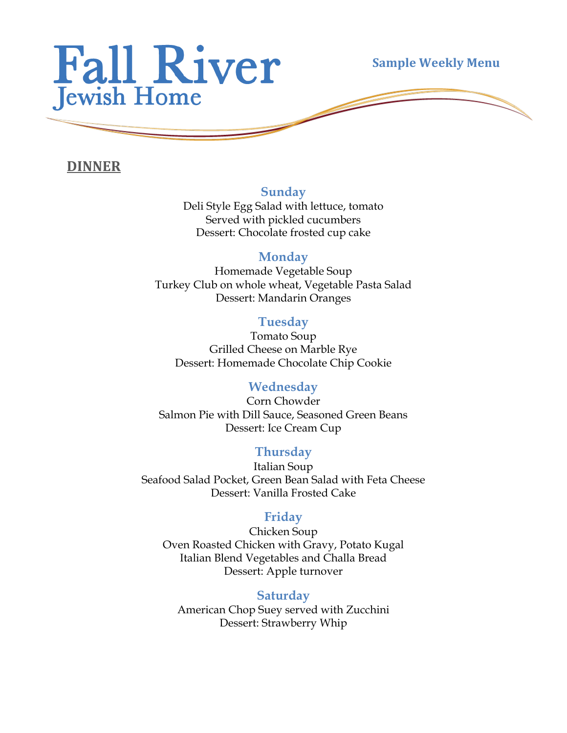# Fall River
## Jewish Home

**Sample Weekly Menu**

## DINNER

### Sunday
Deli Style Egg Salad with lettuce, tomato
Served with pickled cucumbers
Dessert: Chocolate frosted cup cake

### Monday
Homemade Vegetable Soup
Turkey Club on whole wheat, Vegetable Pasta Salad
Dessert: Mandarin Oranges

### Tuesday
Tomato Soup
Grilled Cheese on Marble Rye
Dessert: Homemade Chocolate Chip Cookie

### Wednesday
Corn Chowder
Salmon Pie with Dill Sauce, Seasoned Green Beans
Dessert: Ice Cream Cup

### Thursday
Italian Soup
Seafood Salad Pocket, Green Bean Salad with Feta Cheese
Dessert: Vanilla Frosted Cake

### Friday
Chicken Soup
Oven Roasted Chicken with Gravy, Potato Kugal
Italian Blend Vegetables and Challa Bread
Dessert: Apple turnover

### Saturday
American Chop Suey served with Zucchini
Dessert: Strawberry Whip